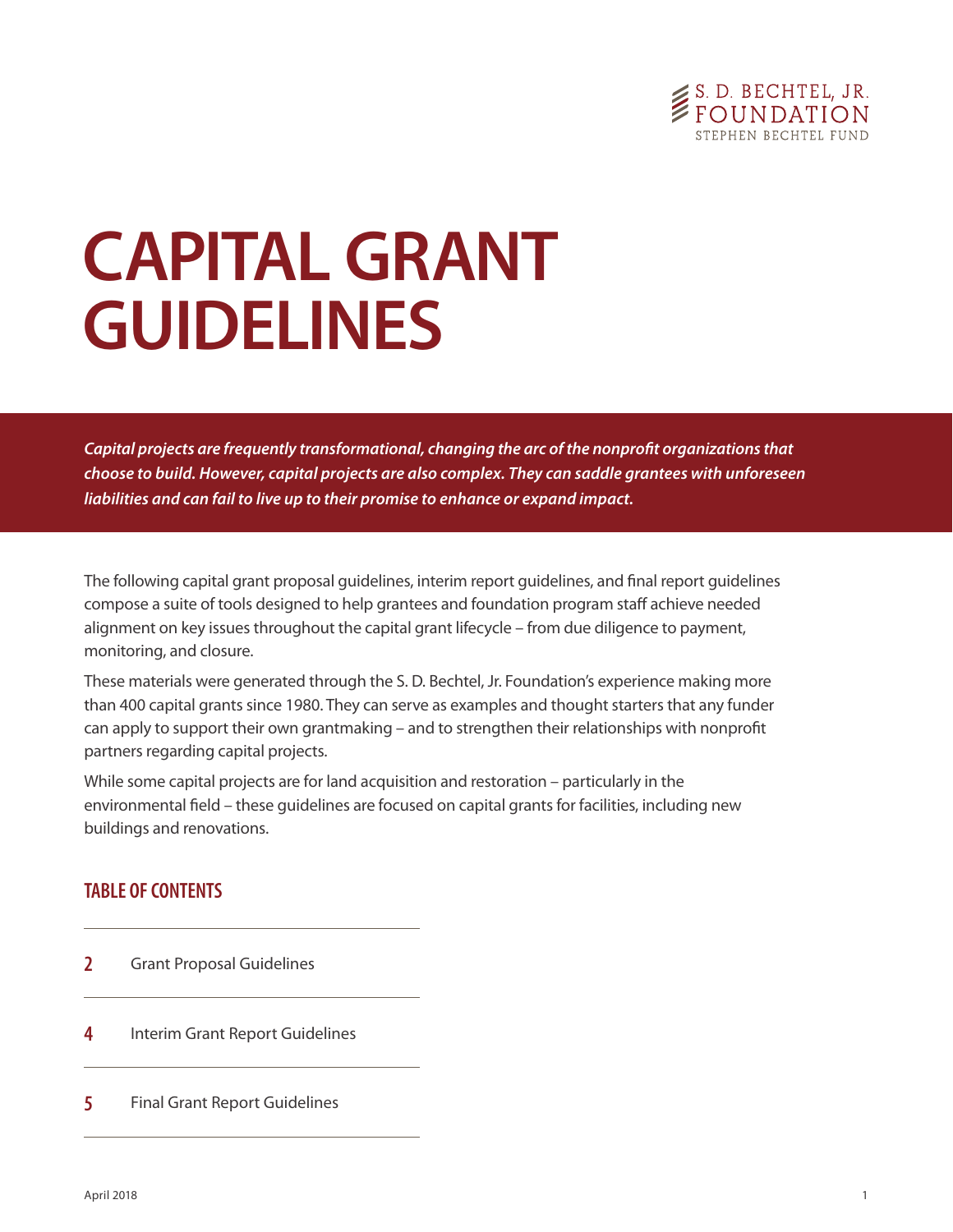S. D. BECHTEL, JR.
FOUNDATION
STEPHEN BECHTEL FUND

# CAPITAL GRANT GUIDELINES

***Capital projects are frequently transformational, changing the arc of the nonprofit organizations that choose to build. However, capital projects are also complex. They can saddle grantees with unforeseen liabilities and can fail to live up to their promise to enhance or expand impact.***

The following capital grant proposal guidelines, interim report guidelines, and final report guidelines compose a suite of tools designed to help grantees and foundation program staff achieve needed alignment on key issues throughout the capital grant lifecycle – from due diligence to payment, monitoring, and closure.

These materials were generated through the S. D. Bechtel, Jr. Foundation's experience making more than 400 capital grants since 1980. They can serve as examples and thought starters that any funder can apply to support their own grantmaking – and to strengthen their relationships with nonprofit partners regarding capital projects.

While some capital projects are for land acquisition and restoration – particularly in the environmental field – these guidelines are focused on capital grants for facilities, including new buildings and renovations.

## TABLE OF CONTENTS

| | |
|---|---|
| 2 | Grant Proposal Guidelines |
| 4 | Interim Grant Report Guidelines |
| 5 | Final Grant Report Guidelines |

April 2018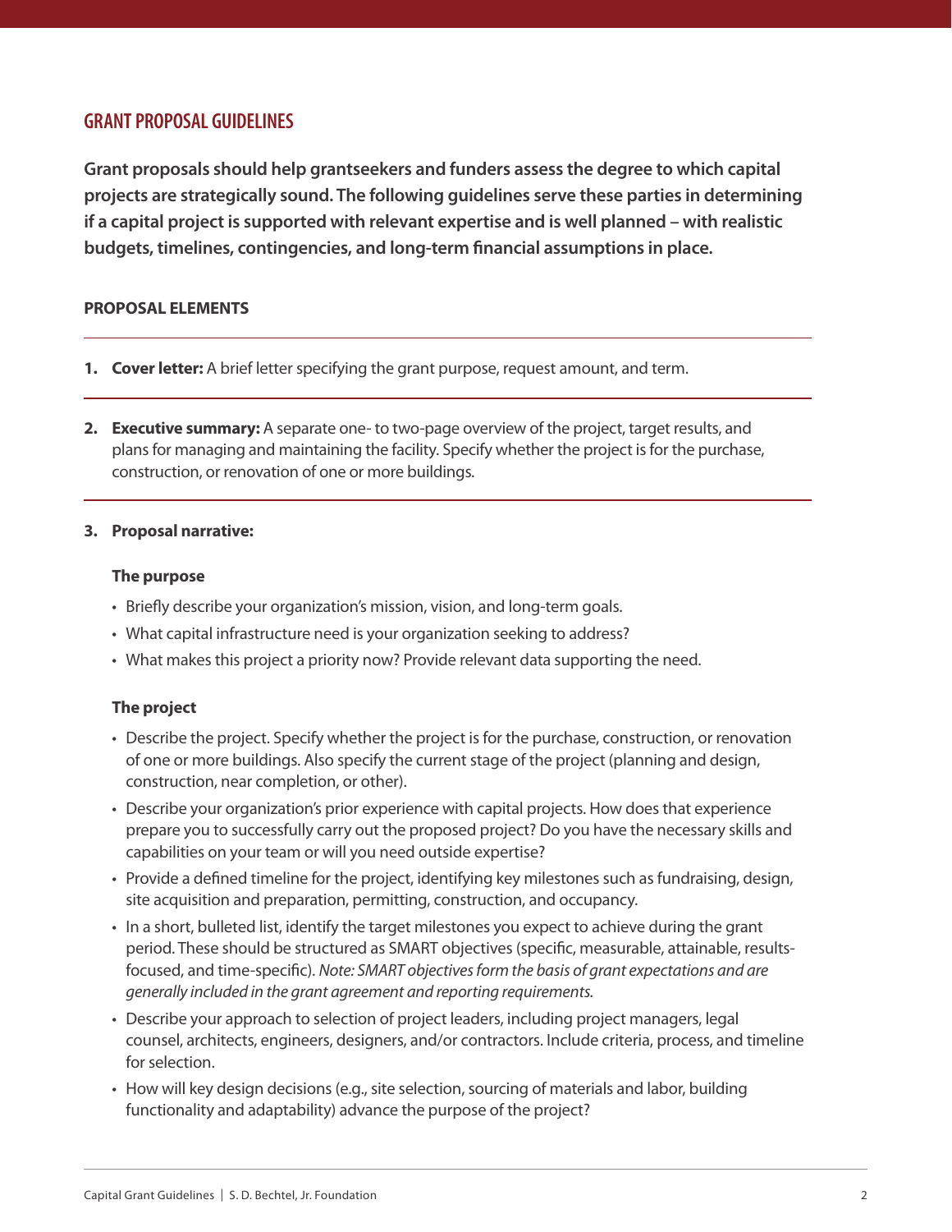## GRANT PROPOSAL GUIDELINES

**Grant proposals should help grantseekers and funders assess the degree to which capital projects are strategically sound. The following guidelines serve these parties in determining if a capital project is supported with relevant expertise and is well planned – with realistic budgets, timelines, contingencies, and long-term financial assumptions in place.**

### PROPOSAL ELEMENTS

1. **Cover letter:** A brief letter specifying the grant purpose, request amount, and term.

2. **Executive summary:** A separate one- to two-page overview of the project, target results, and plans for managing and maintaining the facility. Specify whether the project is for the purchase, construction, or renovation of one or more buildings.

3. **Proposal narrative:**

   **The purpose**

   - Briefly describe your organization's mission, vision, and long-term goals.
   - What capital infrastructure need is your organization seeking to address?
   - What makes this project a priority now? Provide relevant data supporting the need.

   **The project**

   - Describe the project. Specify whether the project is for the purchase, construction, or renovation of one or more buildings. Also specify the current stage of the project (planning and design, construction, near completion, or other).
   - Describe your organization's prior experience with capital projects. How does that experience prepare you to successfully carry out the proposed project? Do you have the necessary skills and capabilities on your team or will you need outside expertise?
   - Provide a defined timeline for the project, identifying key milestones such as fundraising, design, site acquisition and preparation, permitting, construction, and occupancy.
   - In a short, bulleted list, identify the target milestones you expect to achieve during the grant period. These should be structured as SMART objectives (specific, measurable, attainable, results-focused, and time-specific). *Note: SMART objectives form the basis of grant expectations and are generally included in the grant agreement and reporting requirements.*
   - Describe your approach to selection of project leaders, including project managers, legal counsel, architects, engineers, designers, and/or contractors. Include criteria, process, and timeline for selection.
   - How will key design decisions (e.g., site selection, sourcing of materials and labor, building functionality and adaptability) advance the purpose of the project?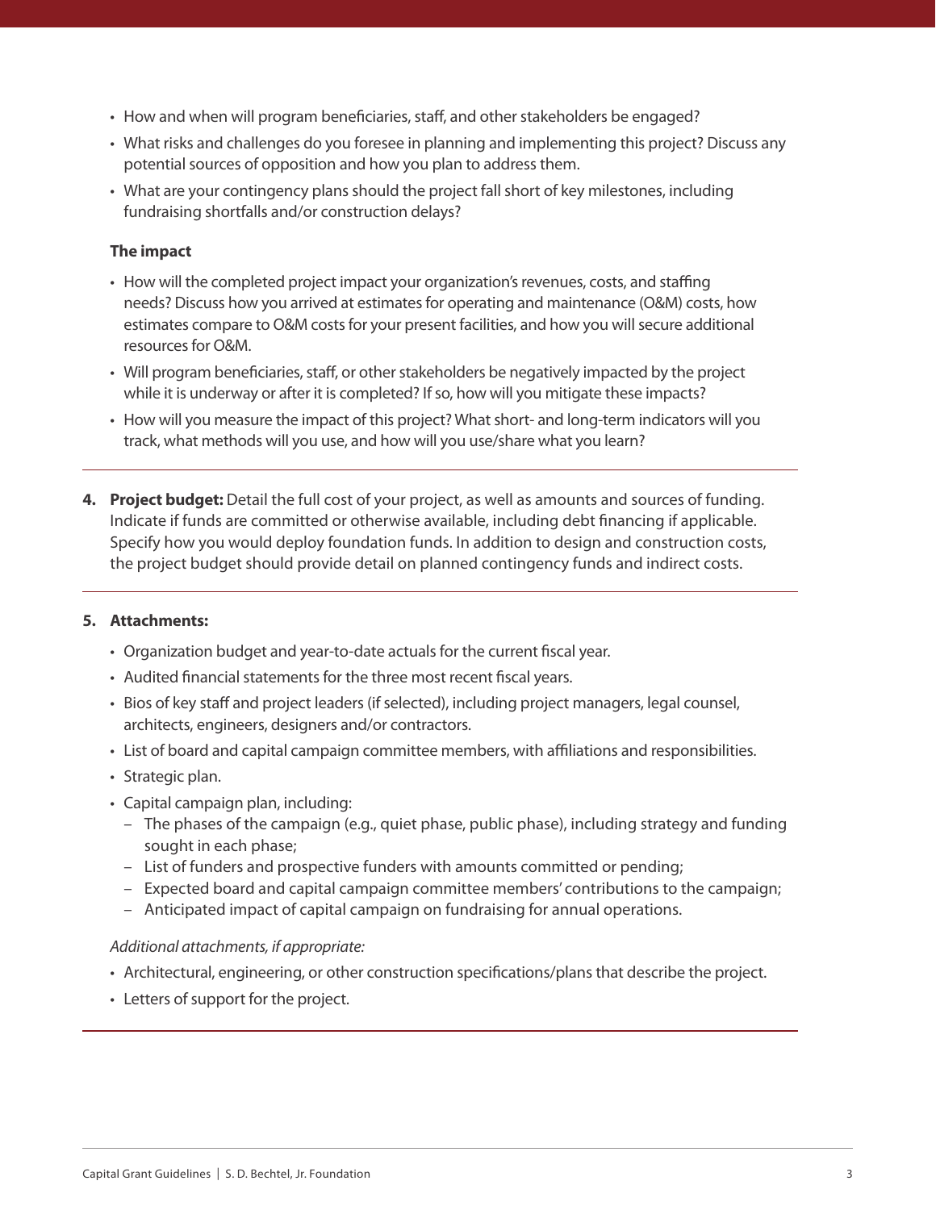- How and when will program beneficiaries, staff, and other stakeholders be engaged?
- What risks and challenges do you foresee in planning and implementing this project? Discuss any potential sources of opposition and how you plan to address them.
- What are your contingency plans should the project fall short of key milestones, including fundraising shortfalls and/or construction delays?

**The impact**

- How will the completed project impact your organization's revenues, costs, and staffing needs? Discuss how you arrived at estimates for operating and maintenance (O&M) costs, how estimates compare to O&M costs for your present facilities, and how you will secure additional resources for O&M.
- Will program beneficiaries, staff, or other stakeholders be negatively impacted by the project while it is underway or after it is completed? If so, how will you mitigate these impacts?
- How will you measure the impact of this project? What short- and long-term indicators will you track, what methods will you use, and how will you use/share what you learn?

---

4. **Project budget:** Detail the full cost of your project, as well as amounts and sources of funding. Indicate if funds are committed or otherwise available, including debt financing if applicable. Specify how you would deploy foundation funds. In addition to design and construction costs, the project budget should provide detail on planned contingency funds and indirect costs.

---

5. **Attachments:**

- Organization budget and year-to-date actuals for the current fiscal year.
- Audited financial statements for the three most recent fiscal years.
- Bios of key staff and project leaders (if selected), including project managers, legal counsel, architects, engineers, designers and/or contractors.
- List of board and capital campaign committee members, with affiliations and responsibilities.
- Strategic plan.
- Capital campaign plan, including:
  - The phases of the campaign (e.g., quiet phase, public phase), including strategy and funding sought in each phase;
  - List of funders and prospective funders with amounts committed or pending;
  - Expected board and capital campaign committee members' contributions to the campaign;
  - Anticipated impact of capital campaign on fundraising for annual operations.

*Additional attachments, if appropriate:*

- Architectural, engineering, or other construction specifications/plans that describe the project.
- Letters of support for the project.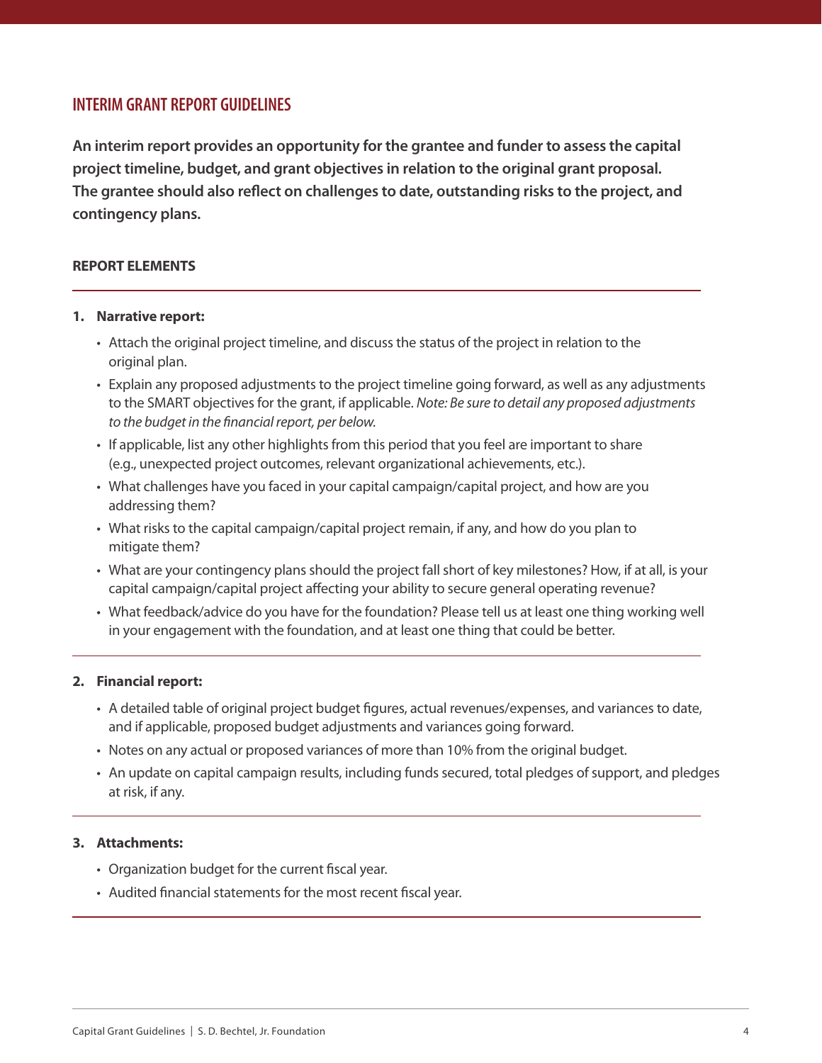## INTERIM GRANT REPORT GUIDELINES

**An interim report provides an opportunity for the grantee and funder to assess the capital project timeline, budget, and grant objectives in relation to the original grant proposal. The grantee should also reflect on challenges to date, outstanding risks to the project, and contingency plans.**

### REPORT ELEMENTS

1. **Narrative report:**
   - Attach the original project timeline, and discuss the status of the project in relation to the original plan.
   - Explain any proposed adjustments to the project timeline going forward, as well as any adjustments to the SMART objectives for the grant, if applicable. *Note: Be sure to detail any proposed adjustments to the budget in the financial report, per below.*
   - If applicable, list any other highlights from this period that you feel are important to share (e.g., unexpected project outcomes, relevant organizational achievements, etc.).
   - What challenges have you faced in your capital campaign/capital project, and how are you addressing them?
   - What risks to the capital campaign/capital project remain, if any, and how do you plan to mitigate them?
   - What are your contingency plans should the project fall short of key milestones? How, if at all, is your capital campaign/capital project affecting your ability to secure general operating revenue?
   - What feedback/advice do you have for the foundation? Please tell us at least one thing working well in your engagement with the foundation, and at least one thing that could be better.

2. **Financial report:**
   - A detailed table of original project budget figures, actual revenues/expenses, and variances to date, and if applicable, proposed budget adjustments and variances going forward.
   - Notes on any actual or proposed variances of more than 10% from the original budget.
   - An update on capital campaign results, including funds secured, total pledges of support, and pledges at risk, if any.

3. **Attachments:**
   - Organization budget for the current fiscal year.
   - Audited financial statements for the most recent fiscal year.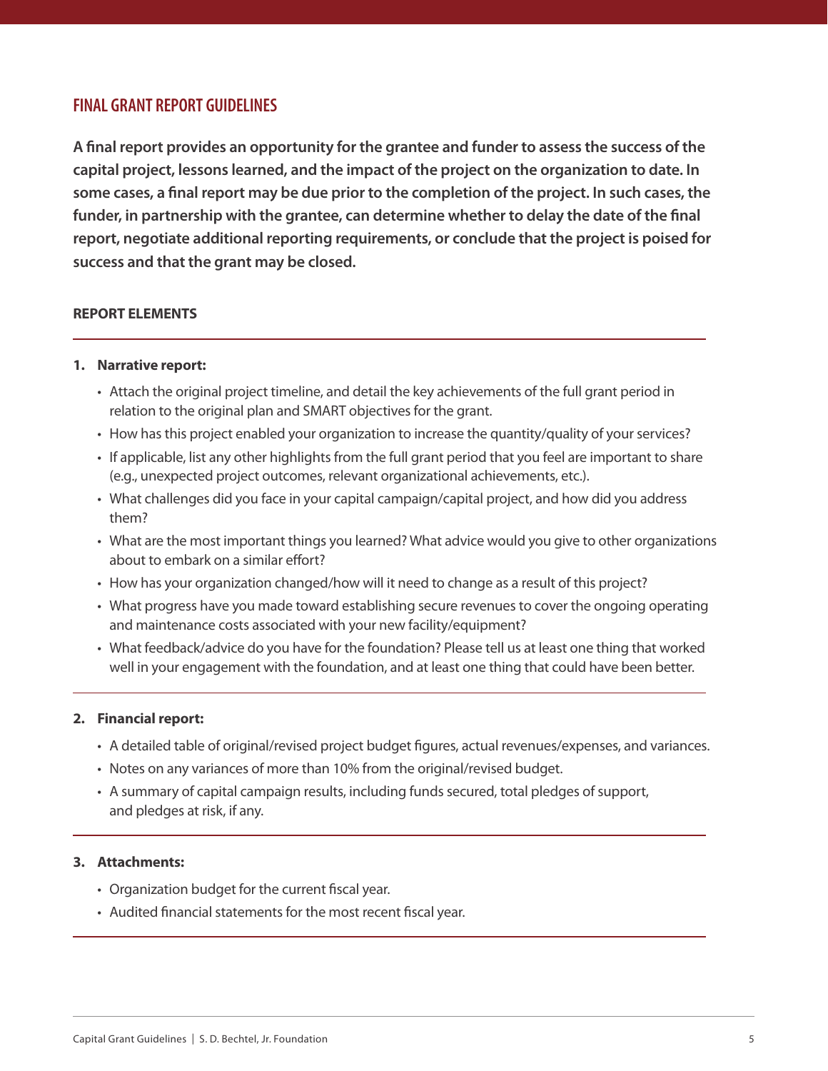## FINAL GRANT REPORT GUIDELINES

**A final report provides an opportunity for the grantee and funder to assess the success of the capital project, lessons learned, and the impact of the project on the organization to date. In some cases, a final report may be due prior to the completion of the project. In such cases, the funder, in partnership with the grantee, can determine whether to delay the date of the final report, negotiate additional reporting requirements, or conclude that the project is poised for success and that the grant may be closed.**

### REPORT ELEMENTS

1. **Narrative report:**
   - Attach the original project timeline, and detail the key achievements of the full grant period in relation to the original plan and SMART objectives for the grant.
   - How has this project enabled your organization to increase the quantity/quality of your services?
   - If applicable, list any other highlights from the full grant period that you feel are important to share (e.g., unexpected project outcomes, relevant organizational achievements, etc.).
   - What challenges did you face in your capital campaign/capital project, and how did you address them?
   - What are the most important things you learned? What advice would you give to other organizations about to embark on a similar effort?
   - How has your organization changed/how will it need to change as a result of this project?
   - What progress have you made toward establishing secure revenues to cover the ongoing operating and maintenance costs associated with your new facility/equipment?
   - What feedback/advice do you have for the foundation? Please tell us at least one thing that worked well in your engagement with the foundation, and at least one thing that could have been better.

2. **Financial report:**
   - A detailed table of original/revised project budget figures, actual revenues/expenses, and variances.
   - Notes on any variances of more than 10% from the original/revised budget.
   - A summary of capital campaign results, including funds secured, total pledges of support, and pledges at risk, if any.

3. **Attachments:**
   - Organization budget for the current fiscal year.
   - Audited financial statements for the most recent fiscal year.